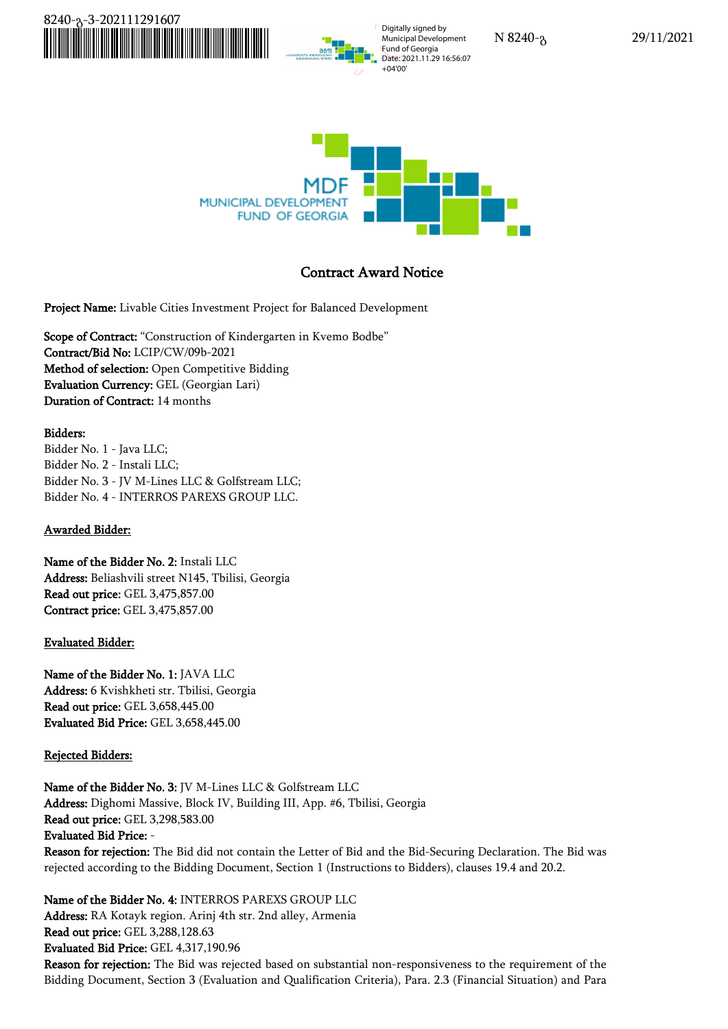8240-გ-3-202111291607

Digitally signed by Municipal Development Fund of Georgia
Date: 2021.11.29 16:56:07 +04'00'

N 8240-გ

29/11/2021

MDF MUNICIPAL DEVELOPMENT FUND OF GEORGIA

# Contract Award Notice

**Project Name:** Livable Cities Investment Project for Balanced Development

**Scope of Contract:** "Construction of Kindergarten in Kvemo Bodbe"
**Contract/Bid No:** LCIP/CW/09b-2021
**Method of selection:** Open Competitive Bidding
**Evaluation Currency:** GEL (Georgian Lari)
**Duration of Contract:** 14 months

**Bidders:**
Bidder No. 1 - Java LLC;
Bidder No. 2 - Instali LLC;
Bidder No. 3 - JV M-Lines LLC & Golfstream LLC;
Bidder No. 4 - INTERROS PAREXS GROUP LLC.

**Awarded Bidder:**

**Name of the Bidder No. 2:** Instali LLC
**Address:** Beliashvili street N145, Tbilisi, Georgia
**Read out price:** GEL 3,475,857.00
**Contract price:** GEL 3,475,857.00

**Evaluated Bidder:**

**Name of the Bidder No. 1:** JAVA LLC
**Address:** 6 Kvishkheti str. Tbilisi, Georgia
**Read out price:** GEL 3,658,445.00
**Evaluated Bid Price:** GEL 3,658,445.00

**Rejected Bidders:**

**Name of the Bidder No. 3:** JV M-Lines LLC & Golfstream LLC
**Address:** Dighomi Massive, Block IV, Building III, App. #6, Tbilisi, Georgia
**Read out price:** GEL 3,298,583.00
**Evaluated Bid Price:** -
**Reason for rejection:** The Bid did not contain the Letter of Bid and the Bid-Securing Declaration. The Bid was rejected according to the Bidding Document, Section 1 (Instructions to Bidders), clauses 19.4 and 20.2.

**Name of the Bidder No. 4:** INTERROS PAREXS GROUP LLC
**Address:** RA Kotayk region. Arinj 4th str. 2nd alley, Armenia
**Read out price:** GEL 3,288,128.63
**Evaluated Bid Price:** GEL 4,317,190.96
**Reason for rejection:** The Bid was rejected based on substantial non-responsiveness to the requirement of the Bidding Document, Section 3 (Evaluation and Qualification Criteria), Para. 2.3 (Financial Situation) and Para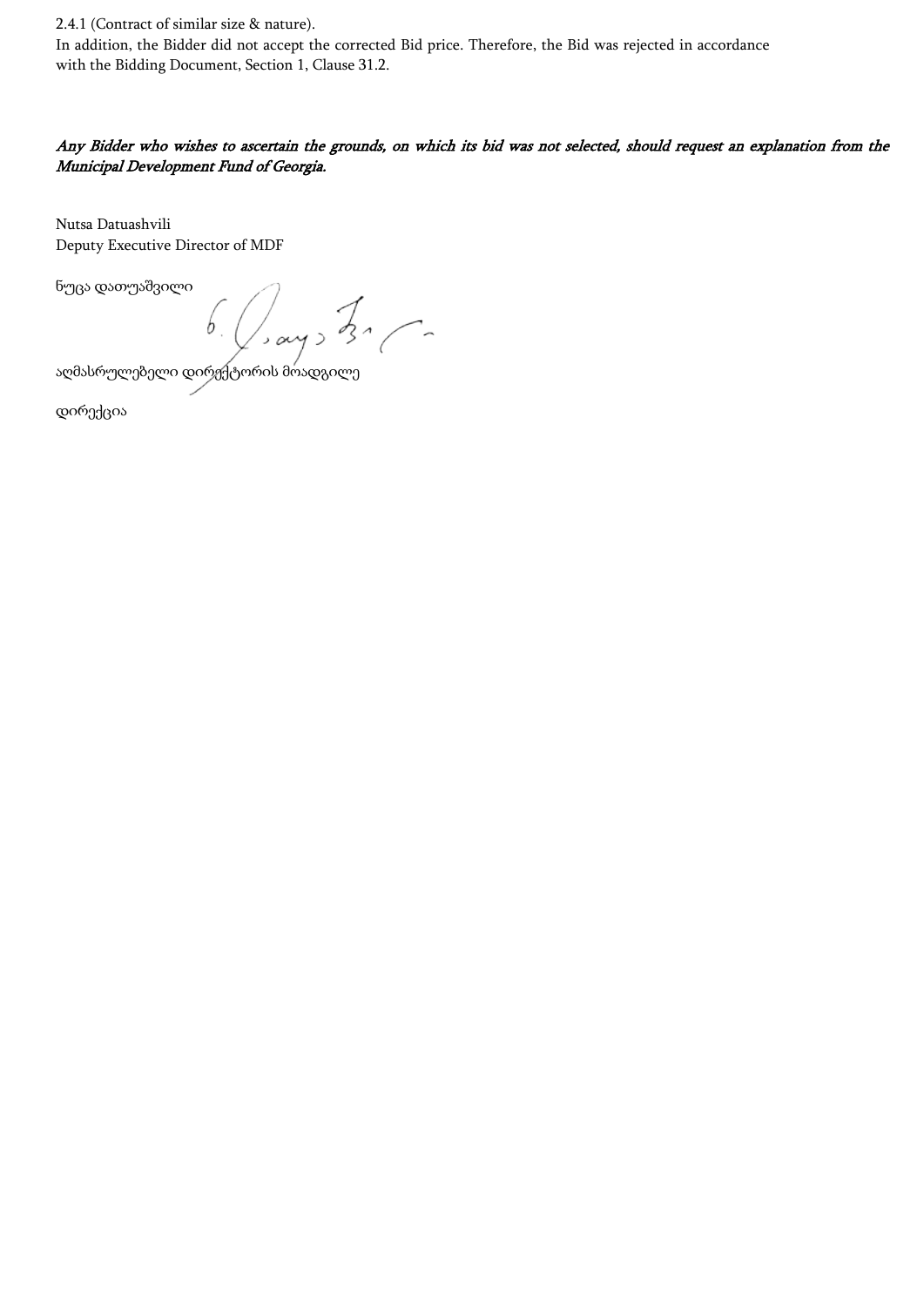2.4.1 (Contract of similar size & nature).
In addition, the Bidder did not accept the corrected Bid price. Therefore, the Bid was rejected in accordance with the Bidding Document, Section 1, Clause 31.2.

***Any Bidder who wishes to ascertain the grounds, on which its bid was not selected, should request an explanation from the Municipal Development Fund of Georgia.***

Nutsa Datuashvili
Deputy Executive Director of MDF

ნუცა დათუაშვილი

აღმასრულებელი დირექტორის მოადგილე

დირექცია